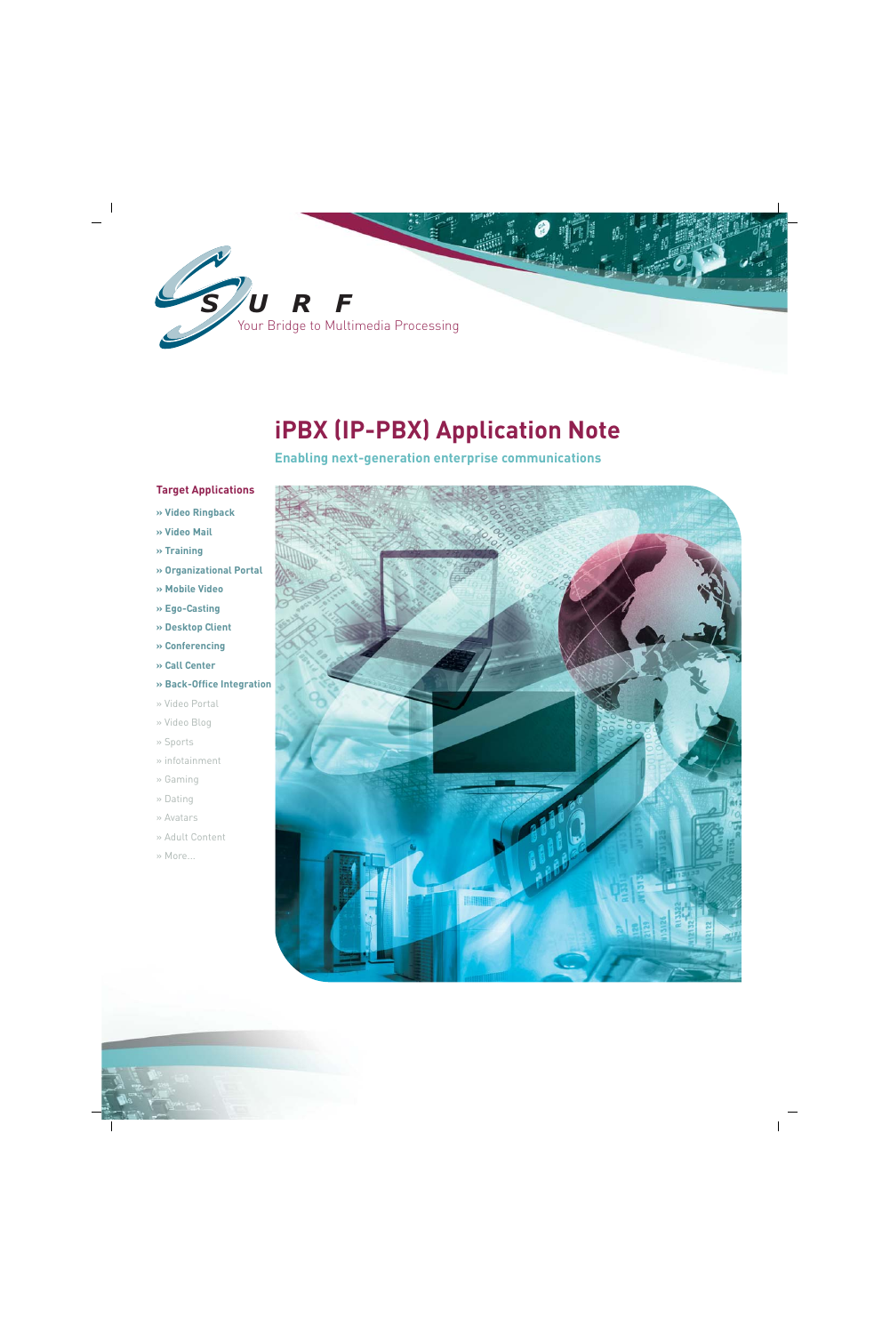SURF

Your Bridge to Multimedia Processing

# iPBX (IP-PBX) Application Note

**Enabling next-generation enterprise communications**

**Target Applications**

- **» Video Ringback**
- **» Video Mail**
- **» Training**
- **» Organizational Portal**
- **» Mobile Video**
- **» Ego-Casting**
- **» Desktop Client**
- **» Conferencing**
- **» Call Center**
- **» Back-Office Integration**
- » Video Portal
- » Video Blog
- » Sports
- » infotainment
- » Gaming
- » Dating
- » Avatars
- » Adult Content
- » More...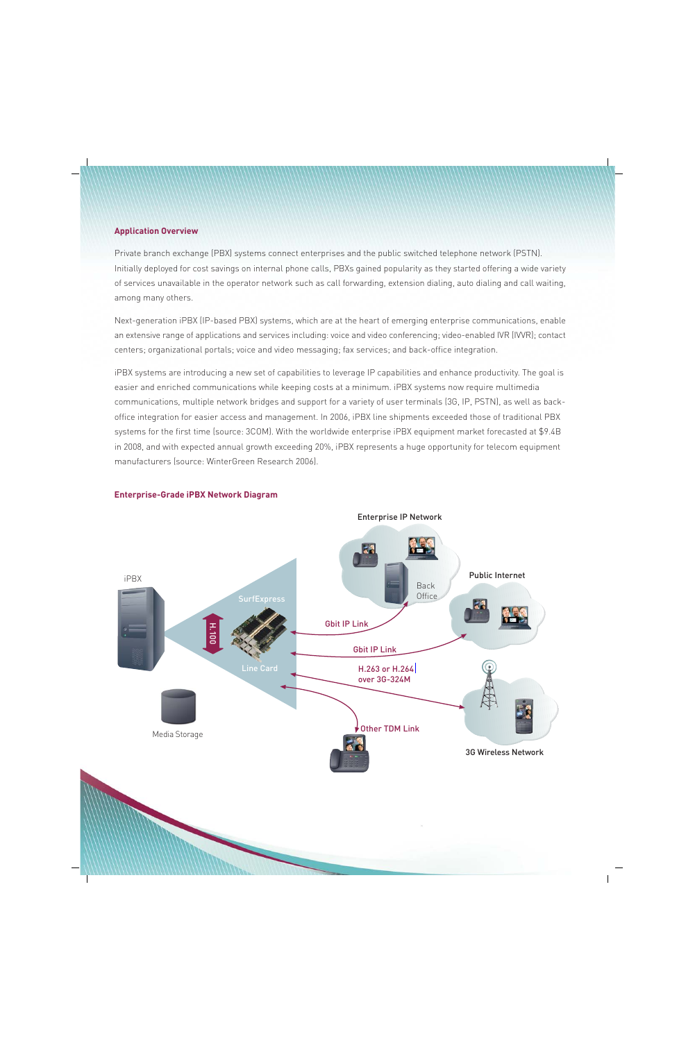## Application Overview

Private branch exchange (PBX) systems connect enterprises and the public switched telephone network (PSTN). Initially deployed for cost savings on internal phone calls, PBXs gained popularity as they started offering a wide variety of services unavailable in the operator network such as call forwarding, extension dialing, auto dialing and call waiting, among many others.

Next-generation iPBX (IP-based PBX) systems, which are at the heart of emerging enterprise communications, enable an extensive range of applications and services including: voice and video conferencing; video-enabled IVR (IVVR); contact centers; organizational portals; voice and video messaging; fax services; and back-office integration.

iPBX systems are introducing a new set of capabilities to leverage IP capabilities and enhance productivity. The goal is easier and enriched communications while keeping costs at a minimum. iPBX systems now require multimedia communications, multiple network bridges and support for a variety of user terminals (3G, IP, PSTN), as well as back-office integration for easier access and management. In 2006, iPBX line shipments exceeded those of traditional PBX systems for the first time (source: 3COM). With the worldwide enterprise iPBX equipment market forecasted at $9.4B in 2008, and with expected annual growth exceeding 20%, iPBX represents a huge opportunity for telecom equipment manufacturers (source: WinterGreen Research 2006).

## Enterprise-Grade iPBX Network Diagram

iPBX

Media Storage

SurfExpress

H.100

Line Card

Enterprise IP Network

Back Office

Public Internet

Gbit IP Link

Gbit IP Link

H.263 or H.264 over 3G-324M

Other TDM Link

3G Wireless Network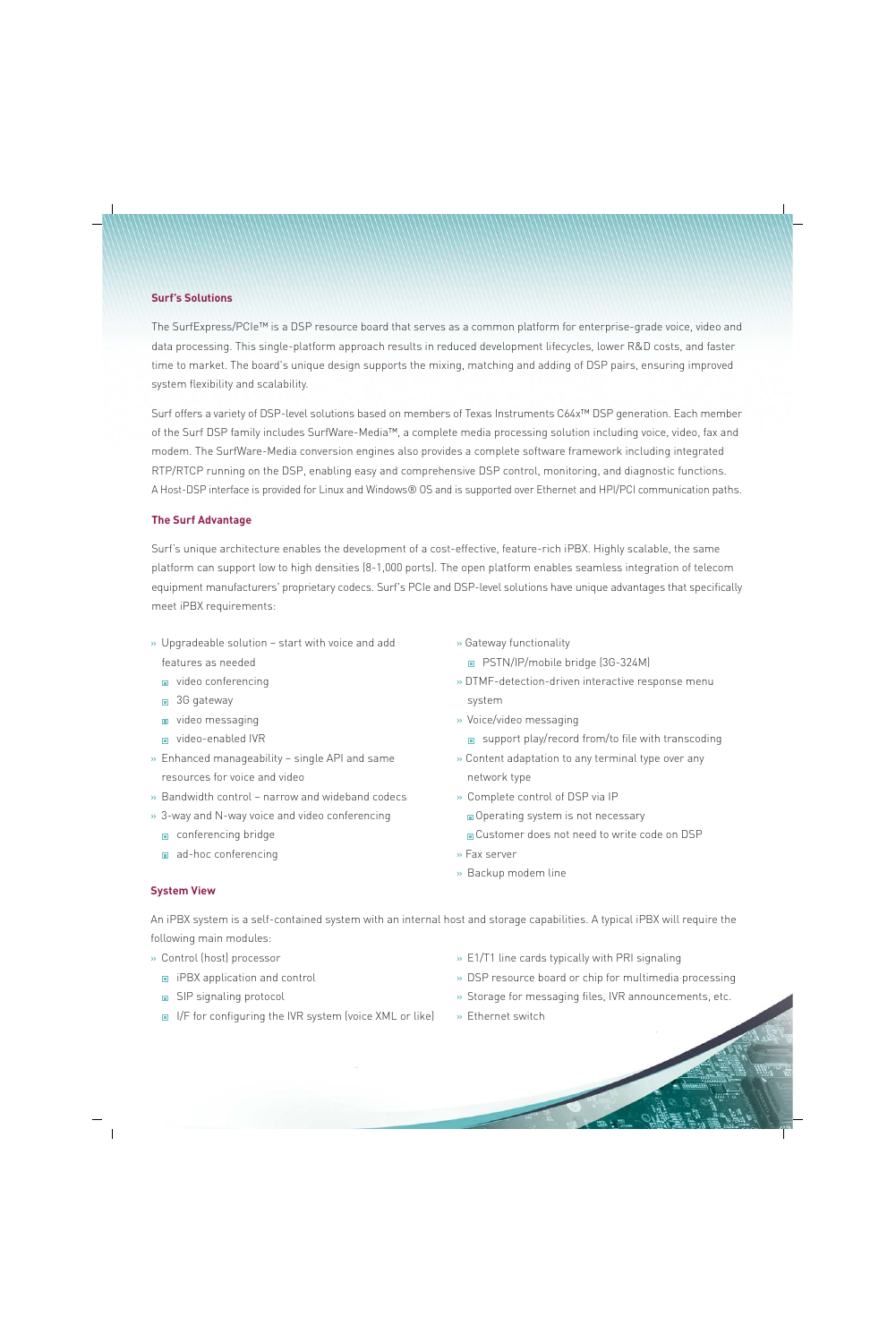## Surf's Solutions

The SurfExpress/PCIe™ is a DSP resource board that serves as a common platform for enterprise-grade voice, video and data processing. This single-platform approach results in reduced development lifecycles, lower R&D costs, and faster time to market. The board's unique design supports the mixing, matching and adding of DSP pairs, ensuring improved system flexibility and scalability.

Surf offers a variety of DSP-level solutions based on members of Texas Instruments C64x™ DSP generation. Each member of the Surf DSP family includes SurfWare-Media™, a complete media processing solution including voice, video, fax and modem. The SurfWare-Media conversion engines also provides a complete software framework including integrated RTP/RTCP running on the DSP, enabling easy and comprehensive DSP control, monitoring, and diagnostic functions. A Host-DSP interface is provided for Linux and Windows® OS and is supported over Ethernet and HPI/PCI communication paths.

## The Surf Advantage

Surf's unique architecture enables the development of a cost-effective, feature-rich iPBX. Highly scalable, the same platform can support low to high densities (8-1,000 ports). The open platform enables seamless integration of telecom equipment manufacturers' proprietary codecs. Surf's PCIe and DSP-level solutions have unique advantages that specifically meet iPBX requirements:

- Upgradeable solution – start with voice and add features as needed
  - video conferencing
  - 3G gateway
  - video messaging
  - video-enabled IVR
- Enhanced manageability – single API and same resources for voice and video
- Bandwidth control – narrow and wideband codecs
- 3-way and N-way voice and video conferencing
  - conferencing bridge
  - ad-hoc conferencing
- Gateway functionality
  - PSTN/IP/mobile bridge (3G-324M)
- DTMF-detection-driven interactive response menu system
- Voice/video messaging
  - support play/record from/to file with transcoding
- Content adaptation to any terminal type over any network type
- Complete control of DSP via IP
  - Operating system is not necessary
  - Customer does not need to write code on DSP
- Fax server
- Backup modem line

## System View

An iPBX system is a self-contained system with an internal host and storage capabilities. A typical iPBX will require the following main modules:

- Control (host) processor
  - iPBX application and control
  - SIP signaling protocol
  - I/F for configuring the IVR system (voice XML or like)
- E1/T1 line cards typically with PRI signaling
- DSP resource board or chip for multimedia processing
- Storage for messaging files, IVR announcements, etc.
- Ethernet switch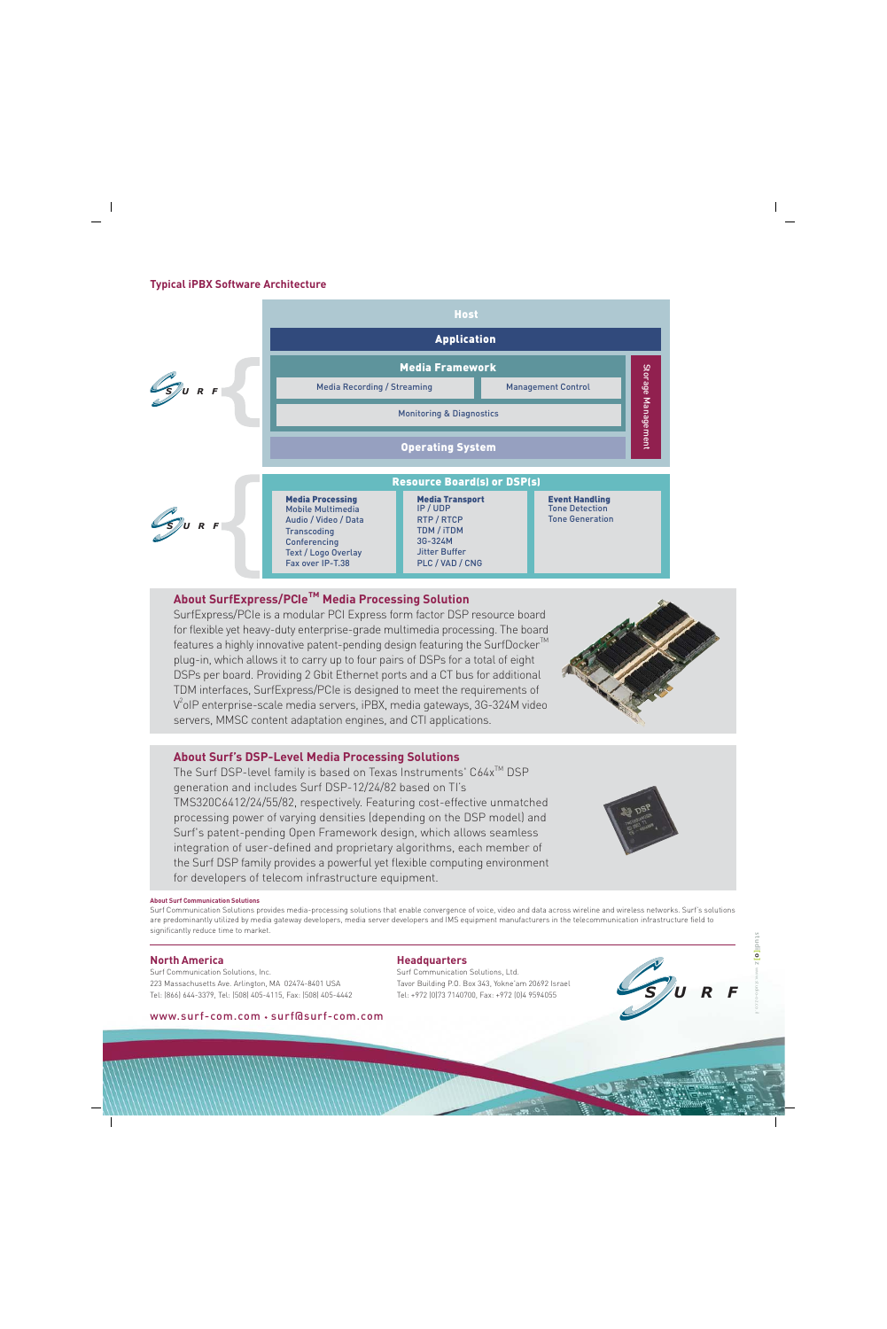### Typical iPBX Software Architecture

Host

Application

Media Framework

Media Recording / Streaming

Management Control

Monitoring & Diagnostics

Operating System

Storage Management

Resource Board(s) or DSP(s)

**Media Processing**
Mobile Multimedia
Audio / Video / Data
Transcoding
Conferencing
Text / Logo Overlay
Fax over IP-T.38

**Media Transport**
IP / UDP
RTP / RTCP
TDM / iTDM
3G-324M
Jitter Buffer
PLC / VAD / CNG

**Event Handling**
Tone Detection
Tone Generation

## About SurfExpress/PCIe™ Media Processing Solution

SurfExpress/PCIe is a modular PCI Express form factor DSP resource board for flexible yet heavy-duty enterprise-grade multimedia processing. The board features a highly innovative patent-pending design featuring the SurfDocker™ plug-in, which allows it to carry up to four pairs of DSPs for a total of eight DSPs per board. Providing 2 Gbit Ethernet ports and a CT bus for additional TDM interfaces, SurfExpress/PCIe is designed to meet the requirements of V²oIP enterprise-scale media servers, iPBX, media gateways, 3G-324M video servers, MMSC content adaptation engines, and CTI applications.

## About Surf's DSP-Level Media Processing Solutions

The Surf DSP-level family is based on Texas Instruments' C64x™ DSP generation and includes Surf DSP-12/24/82 based on TI's TMS320C6412/24/55/82, respectively. Featuring cost-effective unmatched processing power of varying densities (depending on the DSP model) and Surf's patent-pending Open Framework design, which allows seamless integration of user-defined and proprietary algorithms, each member of the Surf DSP family provides a powerful yet flexible computing environment for developers of telecom infrastructure equipment.

**About Surf Communication Solutions**

Surf Communication Solutions provides media-processing solutions that enable convergence of voice, video and data across wireline and wireless networks. Surf's solutions are predominantly utilized by media gateway developers, media server developers and IMS equipment manufacturers in the telecommunication infrastructure field to significantly reduce time to market.

### North America

Surf Communication Solutions, Inc.
223 Massachusetts Ave. Arlington, MA 02474-8401 USA
Tel: (866) 644-3379, Tel: (508) 405-4115, Fax: (508) 405-4442

### Headquarters

Surf Communication Solutions, Ltd.
Tavor Building P.O. Box 343, Yokne'am 20692 Israel
Tel: +972 (0)73 7140700, Fax: +972 (0)4 9594055

www.surf-com.com • surf@surf-com.com